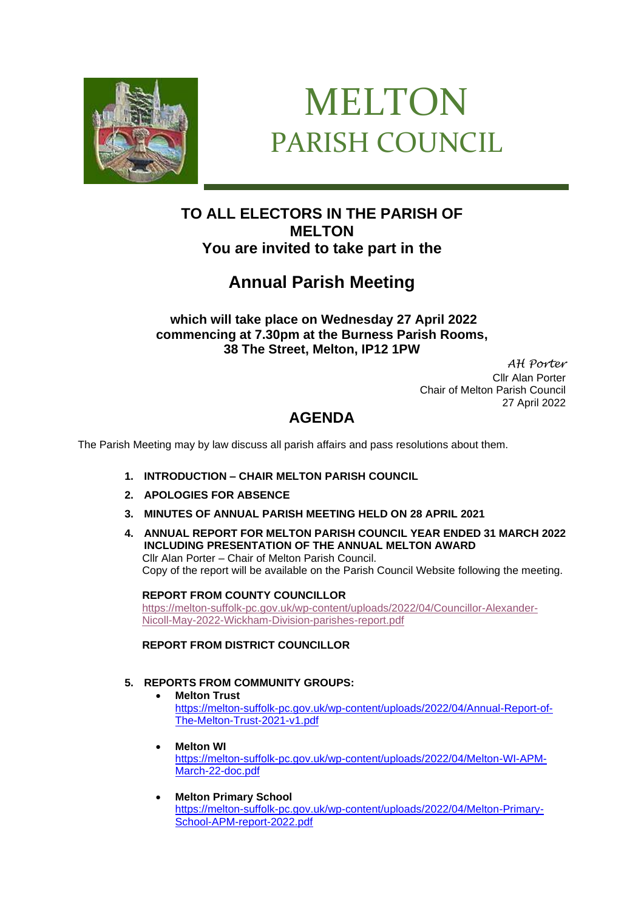# MELTON
## PARISH COUNCIL

**TO ALL ELECTORS IN THE PARISH OF MELTON**
**You are invited to take part in the**

## Annual Parish Meeting

**which will take place on Wednesday 27 April 2022**
**commencing at 7.30pm at the Burness Parish Rooms,**
**38 The Street, Melton, IP12 1PW**

*AH Porter*
Cllr Alan Porter
Chair of Melton Parish Council
27 April 2022

## AGENDA

The Parish Meeting may by law discuss all parish affairs and pass resolutions about them.

1. **INTRODUCTION – CHAIR MELTON PARISH COUNCIL**
2. **APOLOGIES FOR ABSENCE**
3. **MINUTES OF ANNUAL PARISH MEETING HELD ON 28 APRIL 2021**
4. **ANNUAL REPORT FOR MELTON PARISH COUNCIL YEAR ENDED 31 MARCH 2022 INCLUDING PRESENTATION OF THE ANNUAL MELTON AWARD**
   Cllr Alan Porter – Chair of Melton Parish Council.
   Copy of the report will be available on the Parish Council Website following the meeting.

   **REPORT FROM COUNTY COUNCILLOR**
   https://melton-suffolk-pc.gov.uk/wp-content/uploads/2022/04/Councillor-Alexander-Nicoll-May-2022-Wickham-Division-parishes-report.pdf

   **REPORT FROM DISTRICT COUNCILLOR**

5. **REPORTS FROM COMMUNITY GROUPS:**
   - **Melton Trust**
     https://melton-suffolk-pc.gov.uk/wp-content/uploads/2022/04/Annual-Report-of-The-Melton-Trust-2021-v1.pdf
   - **Melton WI**
     https://melton-suffolk-pc.gov.uk/wp-content/uploads/2022/04/Melton-WI-APM-March-22-doc.pdf
   - **Melton Primary School**
     https://melton-suffolk-pc.gov.uk/wp-content/uploads/2022/04/Melton-Primary-School-APM-report-2022.pdf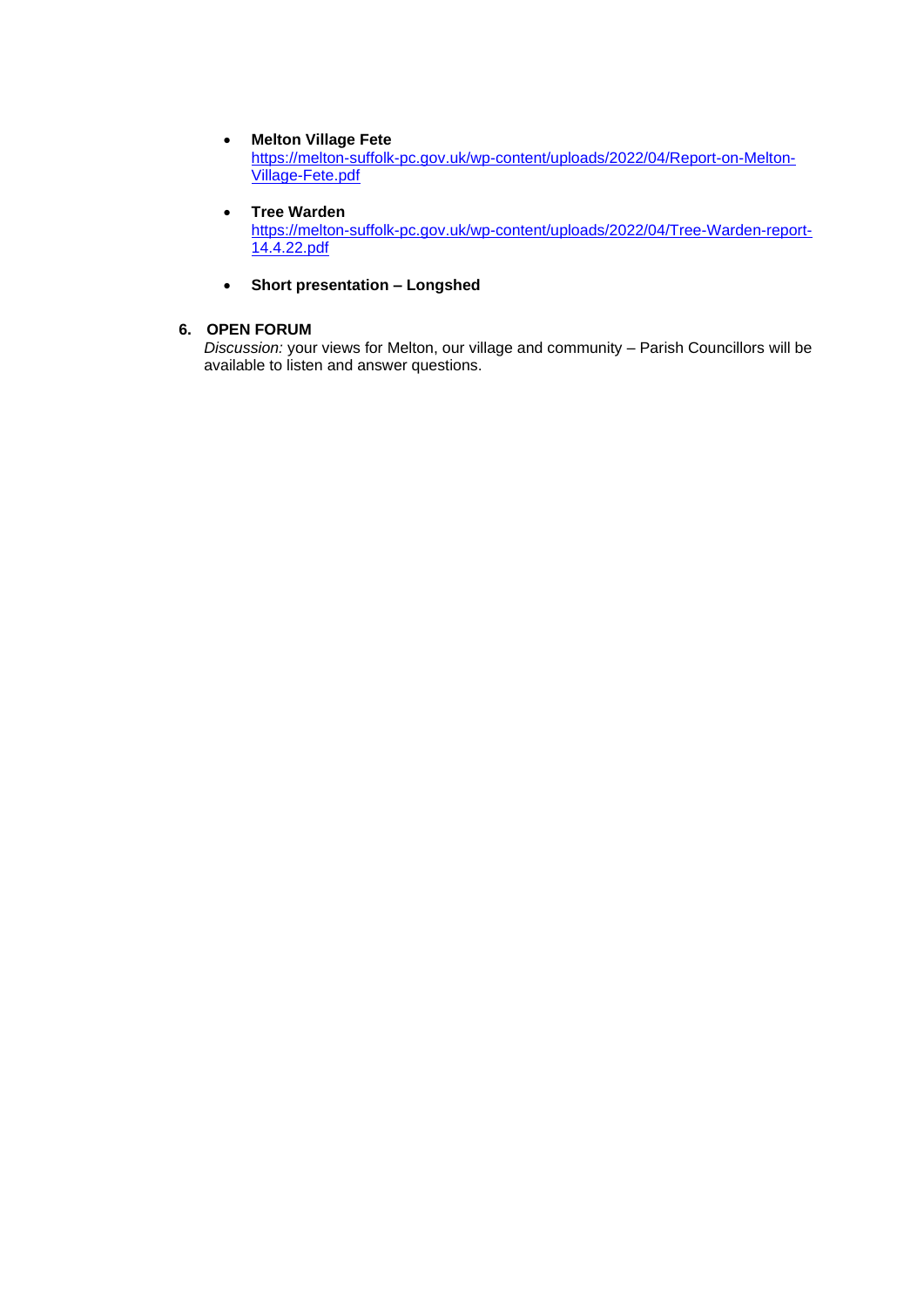- **Melton Village Fete**
  https://melton-suffolk-pc.gov.uk/wp-content/uploads/2022/04/Report-on-Melton-Village-Fete.pdf

- **Tree Warden**
  https://melton-suffolk-pc.gov.uk/wp-content/uploads/2022/04/Tree-Warden-report-14.4.22.pdf

- **Short presentation – Longshed**

**6. OPEN FORUM**

*Discussion:* your views for Melton, our village and community – Parish Councillors will be available to listen and answer questions.